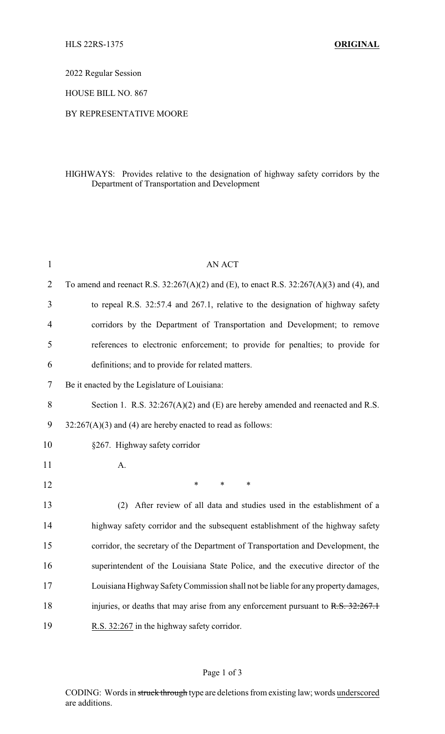HLS 22RS-1375 **ORIGINAL**

2022 Regular Session

HOUSE BILL NO. 867

BY REPRESENTATIVE MOORE

HIGHWAYS: Provides relative to the designation of highway safety corridors by the Department of Transportation and Development

AN ACT

To amend and reenact R.S. 32:267(A)(2) and (E), to enact R.S. 32:267(A)(3) and (4), and to repeal R.S. 32:57.4 and 267.1, relative to the designation of highway safety corridors by the Department of Transportation and Development; to remove references to electronic enforcement; to provide for penalties; to provide for definitions; and to provide for related matters.

Be it enacted by the Legislature of Louisiana:

Section 1. R.S. 32:267(A)(2) and (E) are hereby amended and reenacted and R.S. 32:267(A)(3) and (4) are hereby enacted to read as follows:

§267. Highway safety corridor

A.

\* \* \*

(2) After review of all data and studies used in the establishment of a highway safety corridor and the subsequent establishment of the highway safety corridor, the secretary of the Department of Transportation and Development, the superintendent of the Louisiana State Police, and the executive director of the Louisiana Highway Safety Commission shall not be liable for any property damages, injuries, or deaths that may arise from any enforcement pursuant to ~~R.S. 32:267.1~~ <u>R.S. 32:267</u> in the highway safety corridor.

CODING: Words in ~~struck through~~ type are deletions from existing law; words <u>underscored</u> are additions.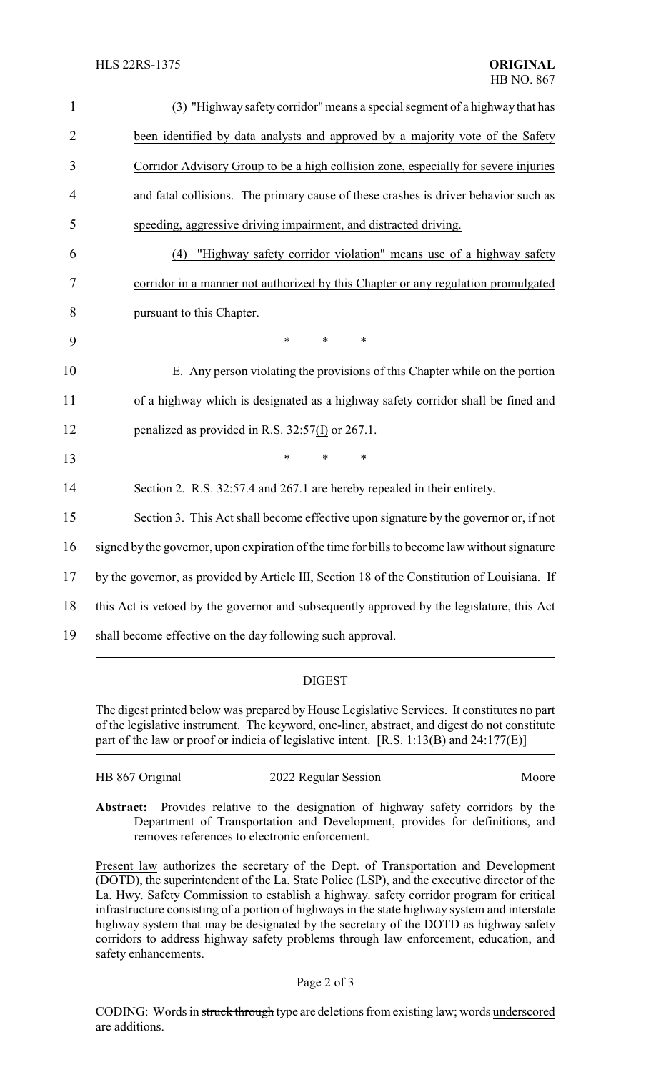(3) "Highway safety corridor" means a special segment of a highway that has been identified by data analysts and approved by a majority vote of the Safety Corridor Advisory Group to be a high collision zone, especially for severe injuries and fatal collisions. The primary cause of these crashes is driver behavior such as speeding, aggressive driving impairment, and distracted driving.

(4) "Highway safety corridor violation" means use of a highway safety corridor in a manner not authorized by this Chapter or any regulation promulgated pursuant to this Chapter.

\* \* \*

E. Any person violating the provisions of this Chapter while on the portion of a highway which is designated as a highway safety corridor shall be fined and penalized as provided in R.S. 32:57(I) ~~or 267.1~~.

\* \* \*

Section 2. R.S. 32:57.4 and 267.1 are hereby repealed in their entirety.

Section 3. This Act shall become effective upon signature by the governor or, if not signed by the governor, upon expiration of the time for bills to become law without signature by the governor, as provided by Article III, Section 18 of the Constitution of Louisiana. If this Act is vetoed by the governor and subsequently approved by the legislature, this Act shall become effective on the day following such approval.

## DIGEST

The digest printed below was prepared by House Legislative Services. It constitutes no part of the legislative instrument. The keyword, one-liner, abstract, and digest do not constitute part of the law or proof or indicia of legislative intent. [R.S. 1:13(B) and 24:177(E)]

HB 867 Original — 2022 Regular Session — Moore

**Abstract:** Provides relative to the designation of highway safety corridors by the Department of Transportation and Development, provides for definitions, and removes references to electronic enforcement.

Present law authorizes the secretary of the Dept. of Transportation and Development (DOTD), the superintendent of the La. State Police (LSP), and the executive director of the La. Hwy. Safety Commission to establish a highway. safety corridor program for critical infrastructure consisting of a portion of highways in the state highway system and interstate highway system that may be designated by the secretary of the DOTD as highway safety corridors to address highway safety problems through law enforcement, education, and safety enhancements.

CODING: Words in ~~struck through~~ type are deletions from existing law; words underscored are additions.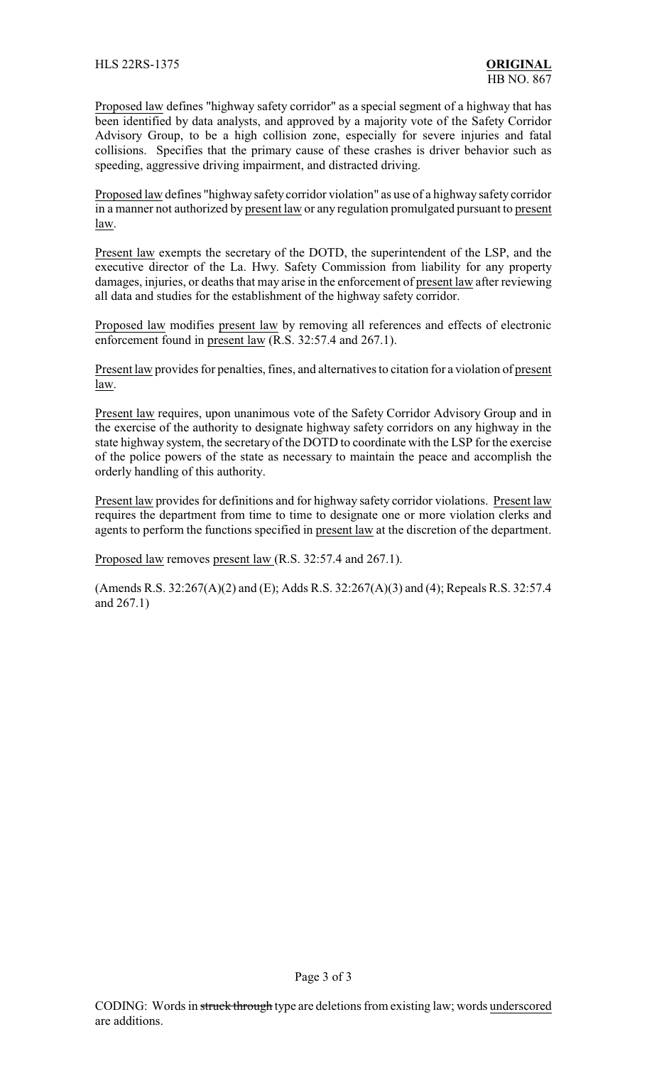Proposed law defines "highway safety corridor" as a special segment of a highway that has been identified by data analysts, and approved by a majority vote of the Safety Corridor Advisory Group, to be a high collision zone, especially for severe injuries and fatal collisions. Specifies that the primary cause of these crashes is driver behavior such as speeding, aggressive driving impairment, and distracted driving.

Proposed law defines "highway safety corridor violation" as use of a highway safety corridor in a manner not authorized by present law or any regulation promulgated pursuant to present law.

Present law exempts the secretary of the DOTD, the superintendent of the LSP, and the executive director of the La. Hwy. Safety Commission from liability for any property damages, injuries, or deaths that may arise in the enforcement of present law after reviewing all data and studies for the establishment of the highway safety corridor.

Proposed law modifies present law by removing all references and effects of electronic enforcement found in present law (R.S. 32:57.4 and 267.1).

Present law provides for penalties, fines, and alternatives to citation for a violation of present law.

Present law requires, upon unanimous vote of the Safety Corridor Advisory Group and in the exercise of the authority to designate highway safety corridors on any highway in the state highway system, the secretary of the DOTD to coordinate with the LSP for the exercise of the police powers of the state as necessary to maintain the peace and accomplish the orderly handling of this authority.

Present law provides for definitions and for highway safety corridor violations. Present law requires the department from time to time to designate one or more violation clerks and agents to perform the functions specified in present law at the discretion of the department.

Proposed law removes present law (R.S. 32:57.4 and 267.1).

(Amends R.S. 32:267(A)(2) and (E); Adds R.S. 32:267(A)(3) and (4); Repeals R.S. 32:57.4 and 267.1)

CODING: Words in struck through type are deletions from existing law; words underscored are additions.